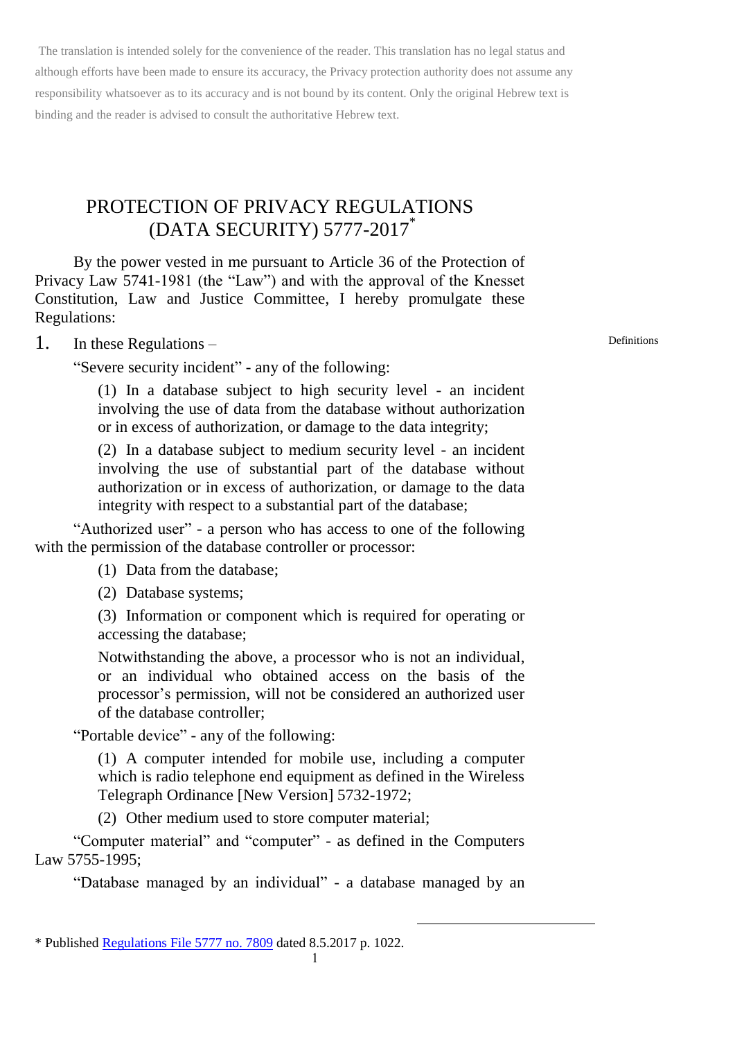The translation is intended solely for the convenience of the reader. This translation has no legal status and although efforts have been made to ensure its accuracy, the Privacy protection authority does not assume any responsibility whatsoever as to its accuracy and is not bound by its content. Only the original Hebrew text is binding and the reader is advised to consult the authoritative Hebrew text.

# PROTECTION OF PRIVACY REGULATIONS (DATA SECURITY) 5777-2017*

By the power vested in me pursuant to Article 36 of the Protection of Privacy Law 5741-1981 (the "Law") and with the approval of the Knesset Constitution, Law and Justice Committee, I hereby promulgate these Regulations:

Definitions

1. In these Regulations –

"Severe security incident" - any of the following:

(1) In a database subject to high security level - an incident involving the use of data from the database without authorization or in excess of authorization, or damage to the data integrity;

(2) In a database subject to medium security level - an incident involving the use of substantial part of the database without authorization or in excess of authorization, or damage to the data integrity with respect to a substantial part of the database;

"Authorized user" - a person who has access to one of the following with the permission of the database controller or processor:

(1) Data from the database;

(2) Database systems;

(3) Information or component which is required for operating or accessing the database;

Notwithstanding the above, a processor who is not an individual, or an individual who obtained access on the basis of the processor's permission, will not be considered an authorized user of the database controller;

"Portable device" - any of the following:

(1) A computer intended for mobile use, including a computer which is radio telephone end equipment as defined in the Wireless Telegraph Ordinance [New Version] 5732-1972;

(2) Other medium used to store computer material;

"Computer material" and "computer" - as defined in the Computers Law 5755-1995;

"Database managed by an individual" - a database managed by an

---

* Published Regulations File 5777 no. 7809 dated 8.5.2017 p. 1022.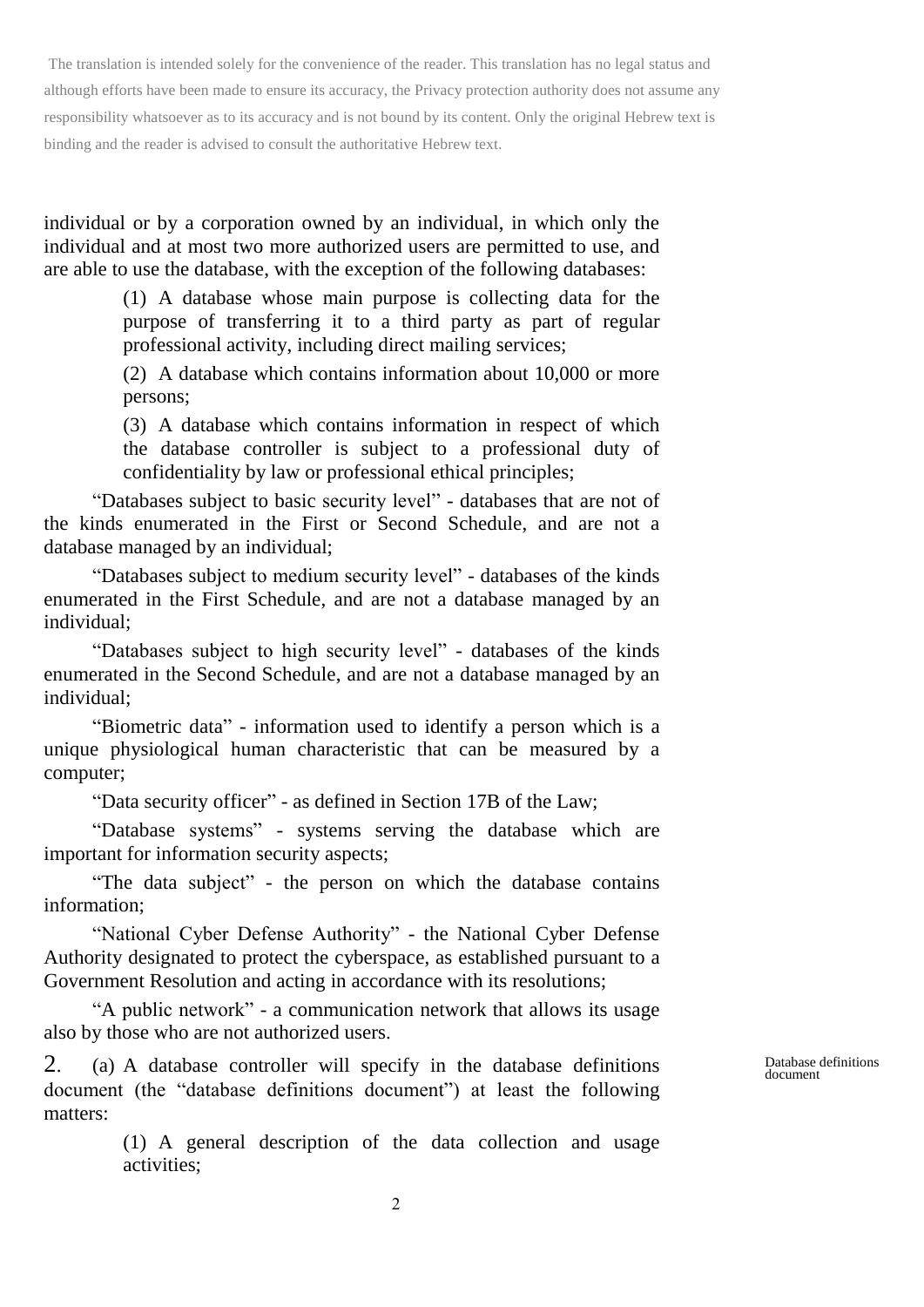The translation is intended solely for the convenience of the reader. This translation has no legal status and although efforts have been made to ensure its accuracy, the Privacy protection authority does not assume any responsibility whatsoever as to its accuracy and is not bound by its content. Only the original Hebrew text is binding and the reader is advised to consult the authoritative Hebrew text.

individual or by a corporation owned by an individual, in which only the individual and at most two more authorized users are permitted to use, and are able to use the database, with the exception of the following databases:

> (1) A database whose main purpose is collecting data for the purpose of transferring it to a third party as part of regular professional activity, including direct mailing services;
>
> (2) A database which contains information about 10,000 or more persons;
>
> (3) A database which contains information in respect of which the database controller is subject to a professional duty of confidentiality by law or professional ethical principles;

"Databases subject to basic security level" - databases that are not of the kinds enumerated in the First or Second Schedule, and are not a database managed by an individual;

"Databases subject to medium security level" - databases of the kinds enumerated in the First Schedule, and are not a database managed by an individual;

"Databases subject to high security level" - databases of the kinds enumerated in the Second Schedule, and are not a database managed by an individual;

"Biometric data" - information used to identify a person which is a unique physiological human characteristic that can be measured by a computer;

"Data security officer" - as defined in Section 17B of the Law;

"Database systems" - systems serving the database which are important for information security aspects;

"The data subject" - the person on which the database contains information;

"National Cyber Defense Authority" - the National Cyber Defense Authority designated to protect the cyberspace, as established pursuant to a Government Resolution and acting in accordance with its resolutions;

"A public network" - a communication network that allows its usage also by those who are not authorized users.

*Database definitions document*

2. (a) A database controller will specify in the database definitions document (the "database definitions document") at least the following matters:

> (1) A general description of the data collection and usage activities;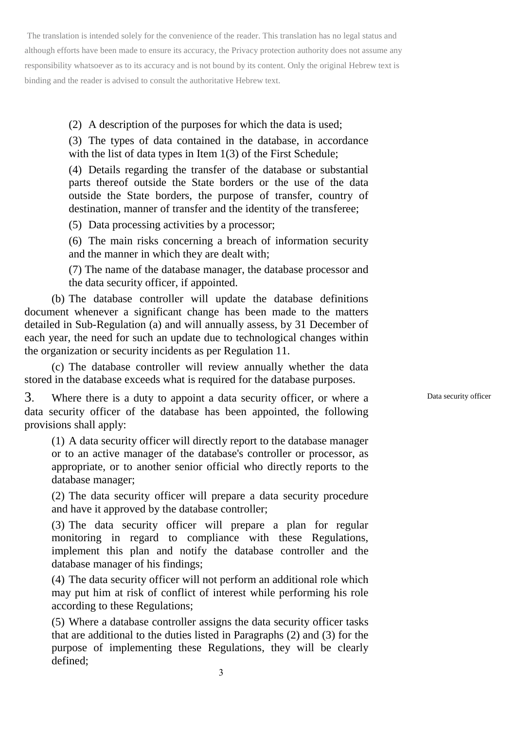The translation is intended solely for the convenience of the reader. This translation has no legal status and although efforts have been made to ensure its accuracy, the Privacy protection authority does not assume any responsibility whatsoever as to its accuracy and is not bound by its content. Only the original Hebrew text is binding and the reader is advised to consult the authoritative Hebrew text.

(2) A description of the purposes for which the data is used;

(3) The types of data contained in the database, in accordance with the list of data types in Item 1(3) of the First Schedule;

(4) Details regarding the transfer of the database or substantial parts thereof outside the State borders or the use of the data outside the State borders, the purpose of transfer, country of destination, manner of transfer and the identity of the transferee;

(5) Data processing activities by a processor;

(6) The main risks concerning a breach of information security and the manner in which they are dealt with;

(7) The name of the database manager, the database processor and the data security officer, if appointed.

(b) The database controller will update the database definitions document whenever a significant change has been made to the matters detailed in Sub-Regulation (a) and will annually assess, by 31 December of each year, the need for such an update due to technological changes within the organization or security incidents as per Regulation 11.

(c) The database controller will review annually whether the data stored in the database exceeds what is required for the database purposes.

**Data security officer**

3. Where there is a duty to appoint a data security officer, or where a data security officer of the database has been appointed, the following provisions shall apply:

(1) A data security officer will directly report to the database manager or to an active manager of the database's controller or processor, as appropriate, or to another senior official who directly reports to the database manager;

(2) The data security officer will prepare a data security procedure and have it approved by the database controller;

(3) The data security officer will prepare a plan for regular monitoring in regard to compliance with these Regulations, implement this plan and notify the database controller and the database manager of his findings;

(4) The data security officer will not perform an additional role which may put him at risk of conflict of interest while performing his role according to these Regulations;

(5) Where a database controller assigns the data security officer tasks that are additional to the duties listed in Paragraphs (2) and (3) for the purpose of implementing these Regulations, they will be clearly defined;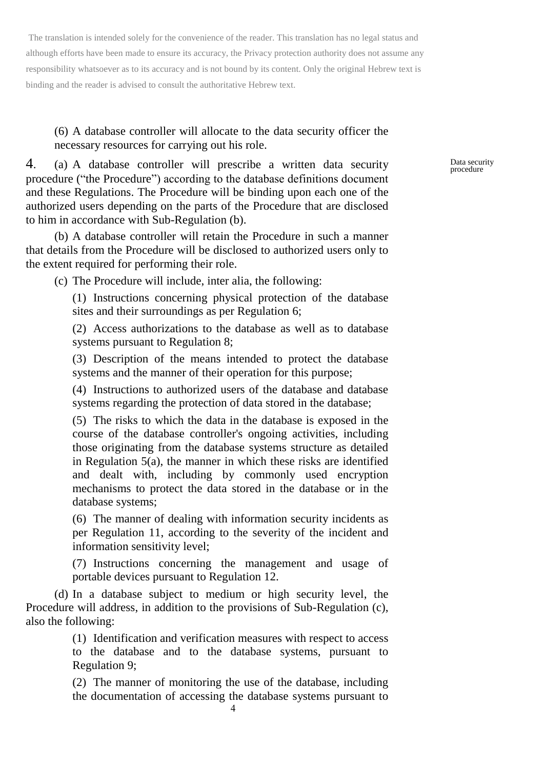The translation is intended solely for the convenience of the reader. This translation has no legal status and although efforts have been made to ensure its accuracy, the Privacy protection authority does not assume any responsibility whatsoever as to its accuracy and is not bound by its content. Only the original Hebrew text is binding and the reader is advised to consult the authoritative Hebrew text.

(6) A database controller will allocate to the data security officer the necessary resources for carrying out his role.

Data security procedure

4. (a) A database controller will prescribe a written data security procedure ("the Procedure") according to the database definitions document and these Regulations. The Procedure will be binding upon each one of the authorized users depending on the parts of the Procedure that are disclosed to him in accordance with Sub-Regulation (b).

(b) A database controller will retain the Procedure in such a manner that details from the Procedure will be disclosed to authorized users only to the extent required for performing their role.

(c) The Procedure will include, inter alia, the following:

(1) Instructions concerning physical protection of the database sites and their surroundings as per Regulation 6;

(2) Access authorizations to the database as well as to database systems pursuant to Regulation 8;

(3) Description of the means intended to protect the database systems and the manner of their operation for this purpose;

(4) Instructions to authorized users of the database and database systems regarding the protection of data stored in the database;

(5) The risks to which the data in the database is exposed in the course of the database controller's ongoing activities, including those originating from the database systems structure as detailed in Regulation 5(a), the manner in which these risks are identified and dealt with, including by commonly used encryption mechanisms to protect the data stored in the database or in the database systems;

(6) The manner of dealing with information security incidents as per Regulation 11, according to the severity of the incident and information sensitivity level;

(7) Instructions concerning the management and usage of portable devices pursuant to Regulation 12.

(d) In a database subject to medium or high security level, the Procedure will address, in addition to the provisions of Sub-Regulation (c), also the following:

(1) Identification and verification measures with respect to access to the database and to the database systems, pursuant to Regulation 9;

(2) The manner of monitoring the use of the database, including the documentation of accessing the database systems pursuant to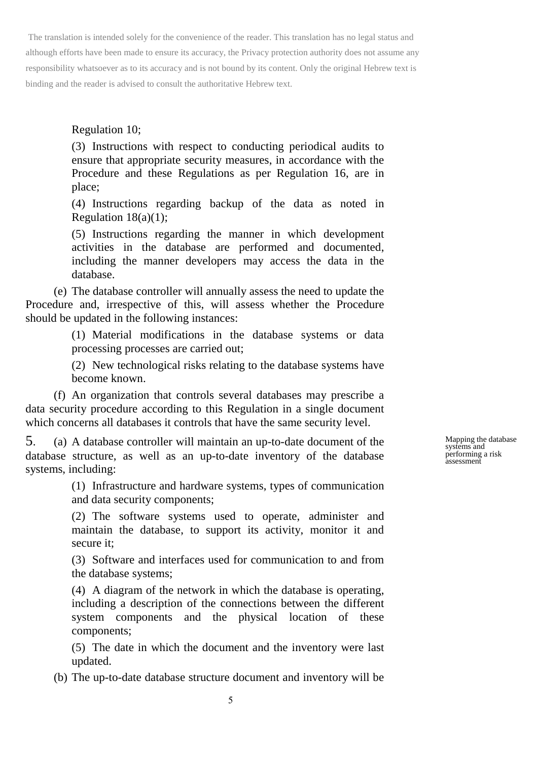The translation is intended solely for the convenience of the reader. This translation has no legal status and although efforts have been made to ensure its accuracy, the Privacy protection authority does not assume any responsibility whatsoever as to its accuracy and is not bound by its content. Only the original Hebrew text is binding and the reader is advised to consult the authoritative Hebrew text.

Regulation 10;

(3) Instructions with respect to conducting periodical audits to ensure that appropriate security measures, in accordance with the Procedure and these Regulations as per Regulation 16, are in place;

(4) Instructions regarding backup of the data as noted in Regulation 18(a)(1);

(5) Instructions regarding the manner in which development activities in the database are performed and documented, including the manner developers may access the data in the database.

(e) The database controller will annually assess the need to update the Procedure and, irrespective of this, will assess whether the Procedure should be updated in the following instances:

(1) Material modifications in the database systems or data processing processes are carried out;

(2) New technological risks relating to the database systems have become known.

(f) An organization that controls several databases may prescribe a data security procedure according to this Regulation in a single document which concerns all databases it controls that have the same security level.

*Mapping the database systems and performing a risk assessment*

5. (a) A database controller will maintain an up-to-date document of the database structure, as well as an up-to-date inventory of the database systems, including:

(1) Infrastructure and hardware systems, types of communication and data security components;

(2) The software systems used to operate, administer and maintain the database, to support its activity, monitor it and secure it;

(3) Software and interfaces used for communication to and from the database systems;

(4) A diagram of the network in which the database is operating, including a description of the connections between the different system components and the physical location of these components;

(5) The date in which the document and the inventory were last updated.

(b) The up-to-date database structure document and inventory will be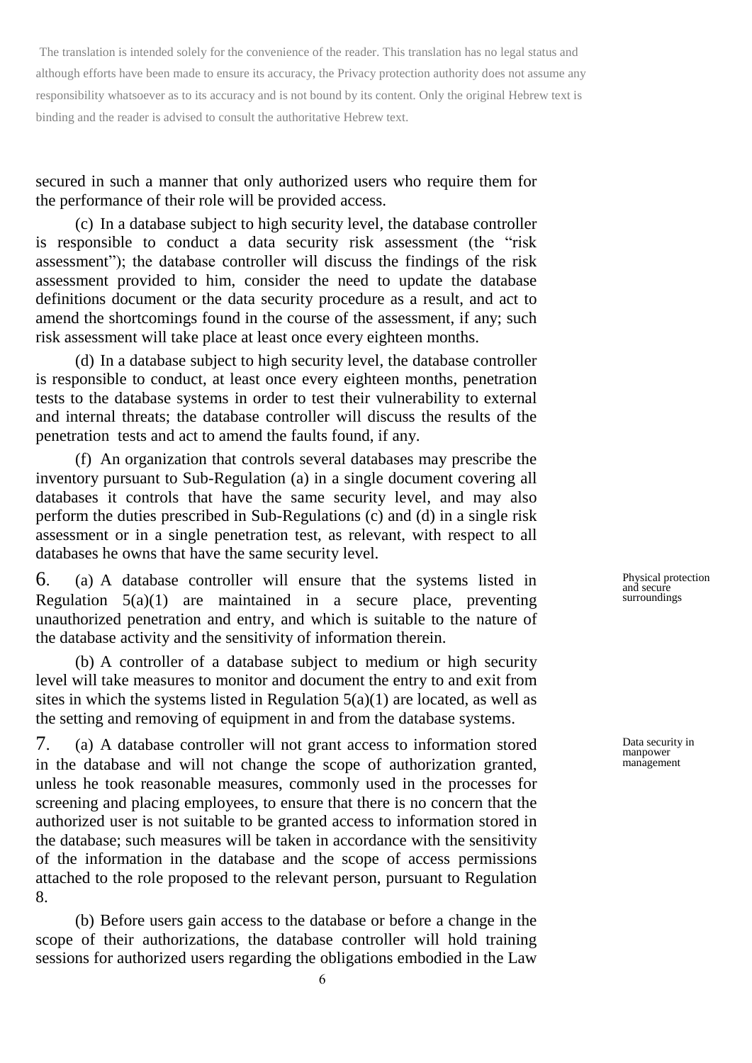The translation is intended solely for the convenience of the reader. This translation has no legal status and although efforts have been made to ensure its accuracy, the Privacy protection authority does not assume any responsibility whatsoever as to its accuracy and is not bound by its content. Only the original Hebrew text is binding and the reader is advised to consult the authoritative Hebrew text.

secured in such a manner that only authorized users who require them for the performance of their role will be provided access.

(c) In a database subject to high security level, the database controller is responsible to conduct a data security risk assessment (the "risk assessment"); the database controller will discuss the findings of the risk assessment provided to him, consider the need to update the database definitions document or the data security procedure as a result, and act to amend the shortcomings found in the course of the assessment, if any; such risk assessment will take place at least once every eighteen months.

(d) In a database subject to high security level, the database controller is responsible to conduct, at least once every eighteen months, penetration tests to the database systems in order to test their vulnerability to external and internal threats; the database controller will discuss the results of the penetration tests and act to amend the faults found, if any.

(f) An organization that controls several databases may prescribe the inventory pursuant to Sub-Regulation (a) in a single document covering all databases it controls that have the same security level, and may also perform the duties prescribed in Sub-Regulations (c) and (d) in a single risk assessment or in a single penetration test, as relevant, with respect to all databases he owns that have the same security level.

**Physical protection and secure surroundings**

6. (a) A database controller will ensure that the systems listed in Regulation 5(a)(1) are maintained in a secure place, preventing unauthorized penetration and entry, and which is suitable to the nature of the database activity and the sensitivity of information therein.

(b) A controller of a database subject to medium or high security level will take measures to monitor and document the entry to and exit from sites in which the systems listed in Regulation 5(a)(1) are located, as well as the setting and removing of equipment in and from the database systems.

**Data security in manpower management**

7. (a) A database controller will not grant access to information stored in the database and will not change the scope of authorization granted, unless he took reasonable measures, commonly used in the processes for screening and placing employees, to ensure that there is no concern that the authorized user is not suitable to be granted access to information stored in the database; such measures will be taken in accordance with the sensitivity of the information in the database and the scope of access permissions attached to the role proposed to the relevant person, pursuant to Regulation 8.

(b) Before users gain access to the database or before a change in the scope of their authorizations, the database controller will hold training sessions for authorized users regarding the obligations embodied in the Law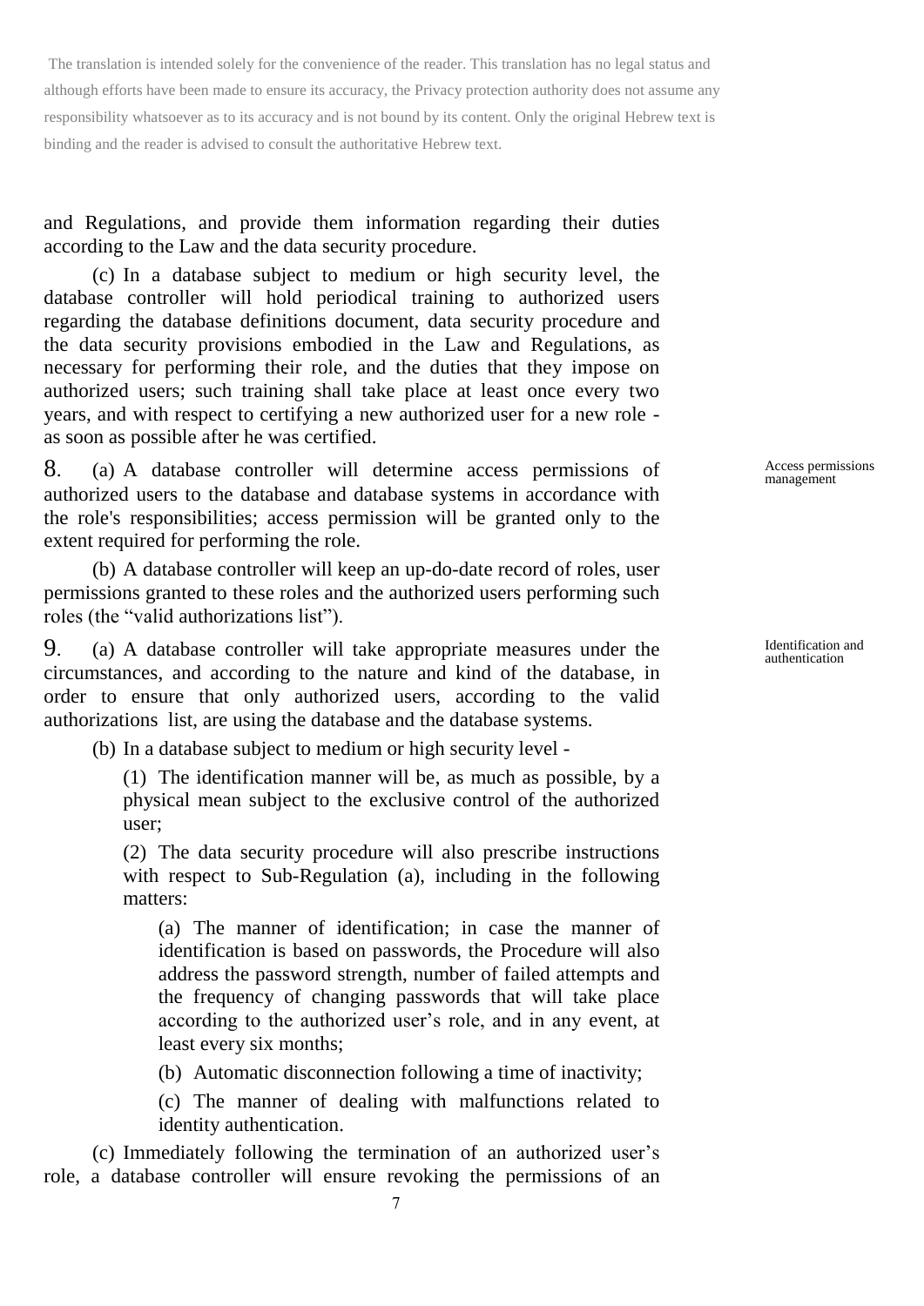The translation is intended solely for the convenience of the reader. This translation has no legal status and although efforts have been made to ensure its accuracy, the Privacy protection authority does not assume any responsibility whatsoever as to its accuracy and is not bound by its content. Only the original Hebrew text is binding and the reader is advised to consult the authoritative Hebrew text.

and Regulations, and provide them information regarding their duties according to the Law and the data security procedure.

(c) In a database subject to medium or high security level, the database controller will hold periodical training to authorized users regarding the database definitions document, data security procedure and the data security provisions embodied in the Law and Regulations, as necessary for performing their role, and the duties that they impose on authorized users; such training shall take place at least once every two years, and with respect to certifying a new authorized user for a new role - as soon as possible after he was certified.

*Access permissions management*

8. (a) A database controller will determine access permissions of authorized users to the database and database systems in accordance with the role's responsibilities; access permission will be granted only to the extent required for performing the role.

(b) A database controller will keep an up-do-date record of roles, user permissions granted to these roles and the authorized users performing such roles (the "valid authorizations list").

*Identification and authentication*

9. (a) A database controller will take appropriate measures under the circumstances, and according to the nature and kind of the database, in order to ensure that only authorized users, according to the valid authorizations list, are using the database and the database systems.

(b) In a database subject to medium or high security level -

(1) The identification manner will be, as much as possible, by a physical mean subject to the exclusive control of the authorized user;

(2) The data security procedure will also prescribe instructions with respect to Sub-Regulation (a), including in the following matters:

(a) The manner of identification; in case the manner of identification is based on passwords, the Procedure will also address the password strength, number of failed attempts and the frequency of changing passwords that will take place according to the authorized user's role, and in any event, at least every six months;

(b) Automatic disconnection following a time of inactivity;

(c) The manner of dealing with malfunctions related to identity authentication.

(c) Immediately following the termination of an authorized user's role, a database controller will ensure revoking the permissions of an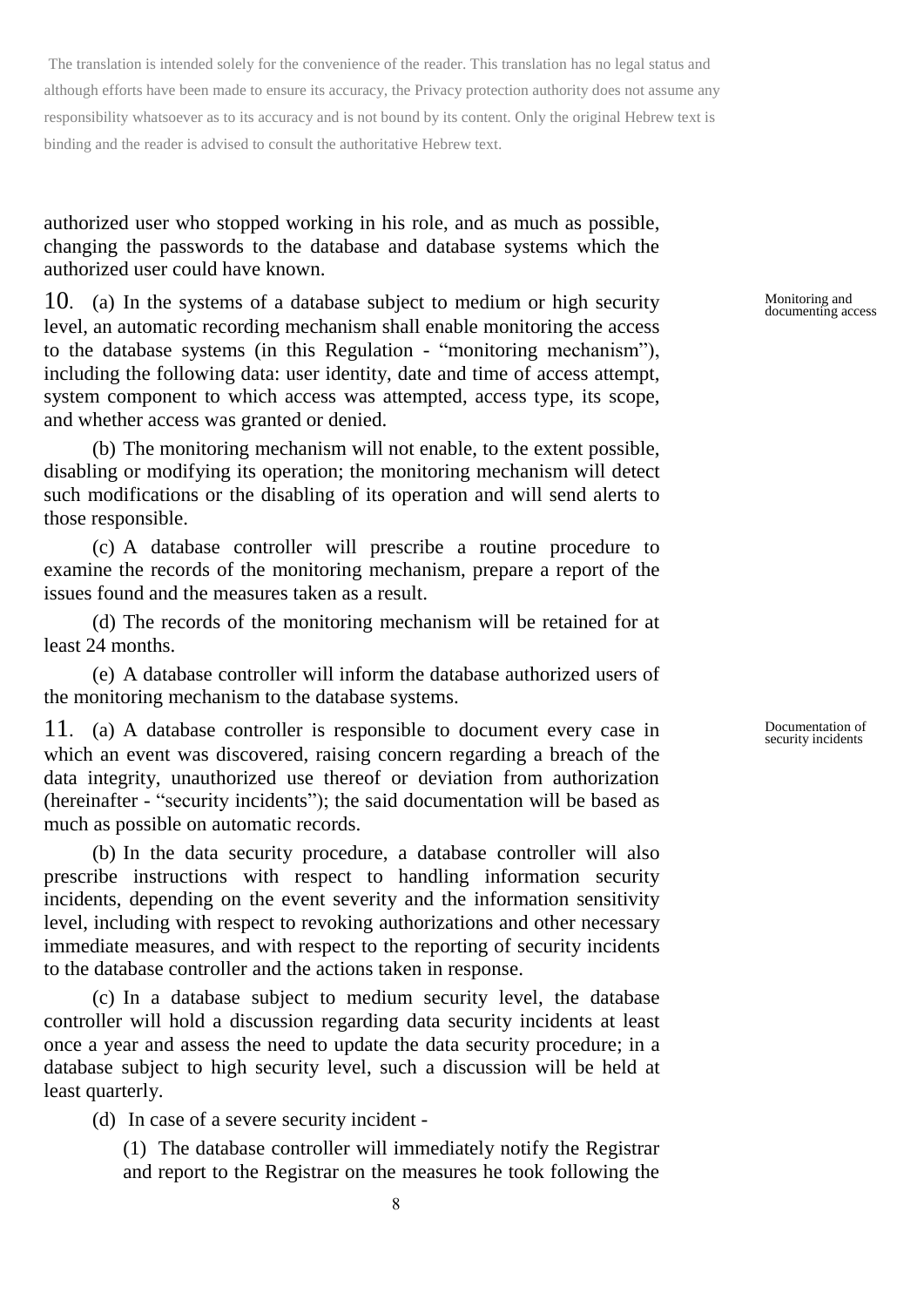The translation is intended solely for the convenience of the reader. This translation has no legal status and although efforts have been made to ensure its accuracy, the Privacy protection authority does not assume any responsibility whatsoever as to its accuracy and is not bound by its content. Only the original Hebrew text is binding and the reader is advised to consult the authoritative Hebrew text.

authorized user who stopped working in his role, and as much as possible, changing the passwords to the database and database systems which the authorized user could have known.

Monitoring and documenting access

10. (a) In the systems of a database subject to medium or high security level, an automatic recording mechanism shall enable monitoring the access to the database systems (in this Regulation - "monitoring mechanism"), including the following data: user identity, date and time of access attempt, system component to which access was attempted, access type, its scope, and whether access was granted or denied.

(b) The monitoring mechanism will not enable, to the extent possible, disabling or modifying its operation; the monitoring mechanism will detect such modifications or the disabling of its operation and will send alerts to those responsible.

(c) A database controller will prescribe a routine procedure to examine the records of the monitoring mechanism, prepare a report of the issues found and the measures taken as a result.

(d) The records of the monitoring mechanism will be retained for at least 24 months.

(e) A database controller will inform the database authorized users of the monitoring mechanism to the database systems.

Documentation of security incidents

11. (a) A database controller is responsible to document every case in which an event was discovered, raising concern regarding a breach of the data integrity, unauthorized use thereof or deviation from authorization (hereinafter - "security incidents"); the said documentation will be based as much as possible on automatic records.

(b) In the data security procedure, a database controller will also prescribe instructions with respect to handling information security incidents, depending on the event severity and the information sensitivity level, including with respect to revoking authorizations and other necessary immediate measures, and with respect to the reporting of security incidents to the database controller and the actions taken in response.

(c) In a database subject to medium security level, the database controller will hold a discussion regarding data security incidents at least once a year and assess the need to update the data security procedure; in a database subject to high security level, such a discussion will be held at least quarterly.

(d) In case of a severe security incident -

(1) The database controller will immediately notify the Registrar and report to the Registrar on the measures he took following the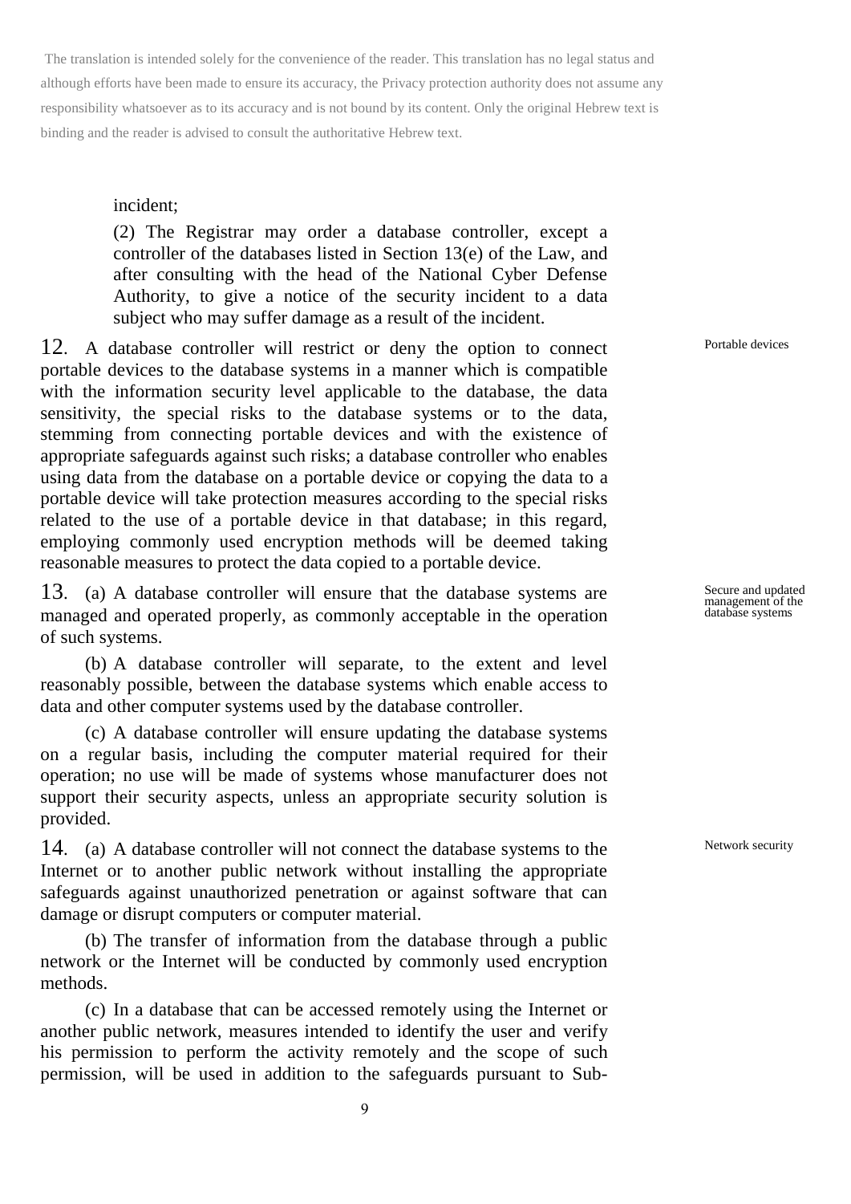The translation is intended solely for the convenience of the reader. This translation has no legal status and although efforts have been made to ensure its accuracy, the Privacy protection authority does not assume any responsibility whatsoever as to its accuracy and is not bound by its content. Only the original Hebrew text is binding and the reader is advised to consult the authoritative Hebrew text.

incident;

(2) The Registrar may order a database controller, except a controller of the databases listed in Section 13(e) of the Law, and after consulting with the head of the National Cyber Defense Authority, to give a notice of the security incident to a data subject who may suffer damage as a result of the incident.

**Portable devices**

12. A database controller will restrict or deny the option to connect portable devices to the database systems in a manner which is compatible with the information security level applicable to the database, the data sensitivity, the special risks to the database systems or to the data, stemming from connecting portable devices and with the existence of appropriate safeguards against such risks; a database controller who enables using data from the database on a portable device or copying the data to a portable device will take protection measures according to the special risks related to the use of a portable device in that database; in this regard, employing commonly used encryption methods will be deemed taking reasonable measures to protect the data copied to a portable device.

**Secure and updated management of the database systems**

13. (a) A database controller will ensure that the database systems are managed and operated properly, as commonly acceptable in the operation of such systems.

(b) A database controller will separate, to the extent and level reasonably possible, between the database systems which enable access to data and other computer systems used by the database controller.

(c) A database controller will ensure updating the database systems on a regular basis, including the computer material required for their operation; no use will be made of systems whose manufacturer does not support their security aspects, unless an appropriate security solution is provided.

**Network security**

14. (a) A database controller will not connect the database systems to the Internet or to another public network without installing the appropriate safeguards against unauthorized penetration or against software that can damage or disrupt computers or computer material.

(b) The transfer of information from the database through a public network or the Internet will be conducted by commonly used encryption methods.

(c) In a database that can be accessed remotely using the Internet or another public network, measures intended to identify the user and verify his permission to perform the activity remotely and the scope of such permission, will be used in addition to the safeguards pursuant to Sub-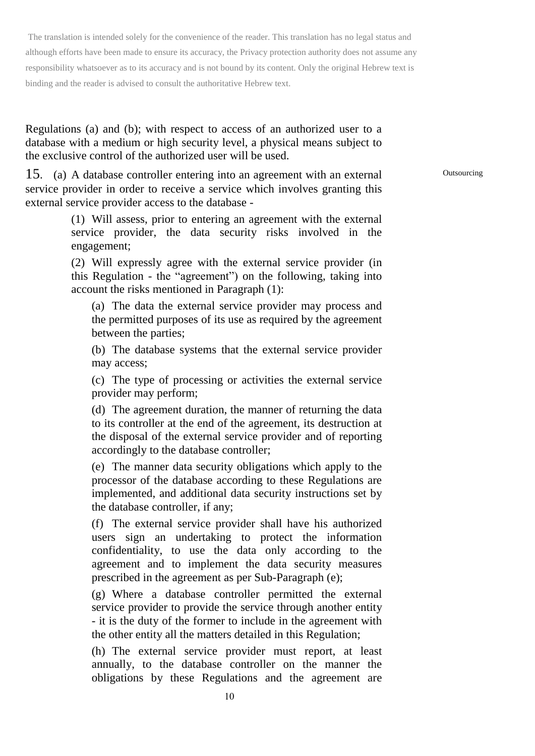The translation is intended solely for the convenience of the reader. This translation has no legal status and although efforts have been made to ensure its accuracy, the Privacy protection authority does not assume any responsibility whatsoever as to its accuracy and is not bound by its content. Only the original Hebrew text is binding and the reader is advised to consult the authoritative Hebrew text.

Regulations (a) and (b); with respect to access of an authorized user to a database with a medium or high security level, a physical means subject to the exclusive control of the authorized user will be used.

Outsourcing

15. (a) A database controller entering into an agreement with an external service provider in order to receive a service which involves granting this external service provider access to the database -

(1) Will assess, prior to entering an agreement with the external service provider, the data security risks involved in the engagement;

(2) Will expressly agree with the external service provider (in this Regulation - the "agreement") on the following, taking into account the risks mentioned in Paragraph (1):

(a) The data the external service provider may process and the permitted purposes of its use as required by the agreement between the parties;

(b) The database systems that the external service provider may access;

(c) The type of processing or activities the external service provider may perform;

(d) The agreement duration, the manner of returning the data to its controller at the end of the agreement, its destruction at the disposal of the external service provider and of reporting accordingly to the database controller;

(e) The manner data security obligations which apply to the processor of the database according to these Regulations are implemented, and additional data security instructions set by the database controller, if any;

(f) The external service provider shall have his authorized users sign an undertaking to protect the information confidentiality, to use the data only according to the agreement and to implement the data security measures prescribed in the agreement as per Sub-Paragraph (e);

(g) Where a database controller permitted the external service provider to provide the service through another entity - it is the duty of the former to include in the agreement with the other entity all the matters detailed in this Regulation;

(h) The external service provider must report, at least annually, to the database controller on the manner the obligations by these Regulations and the agreement are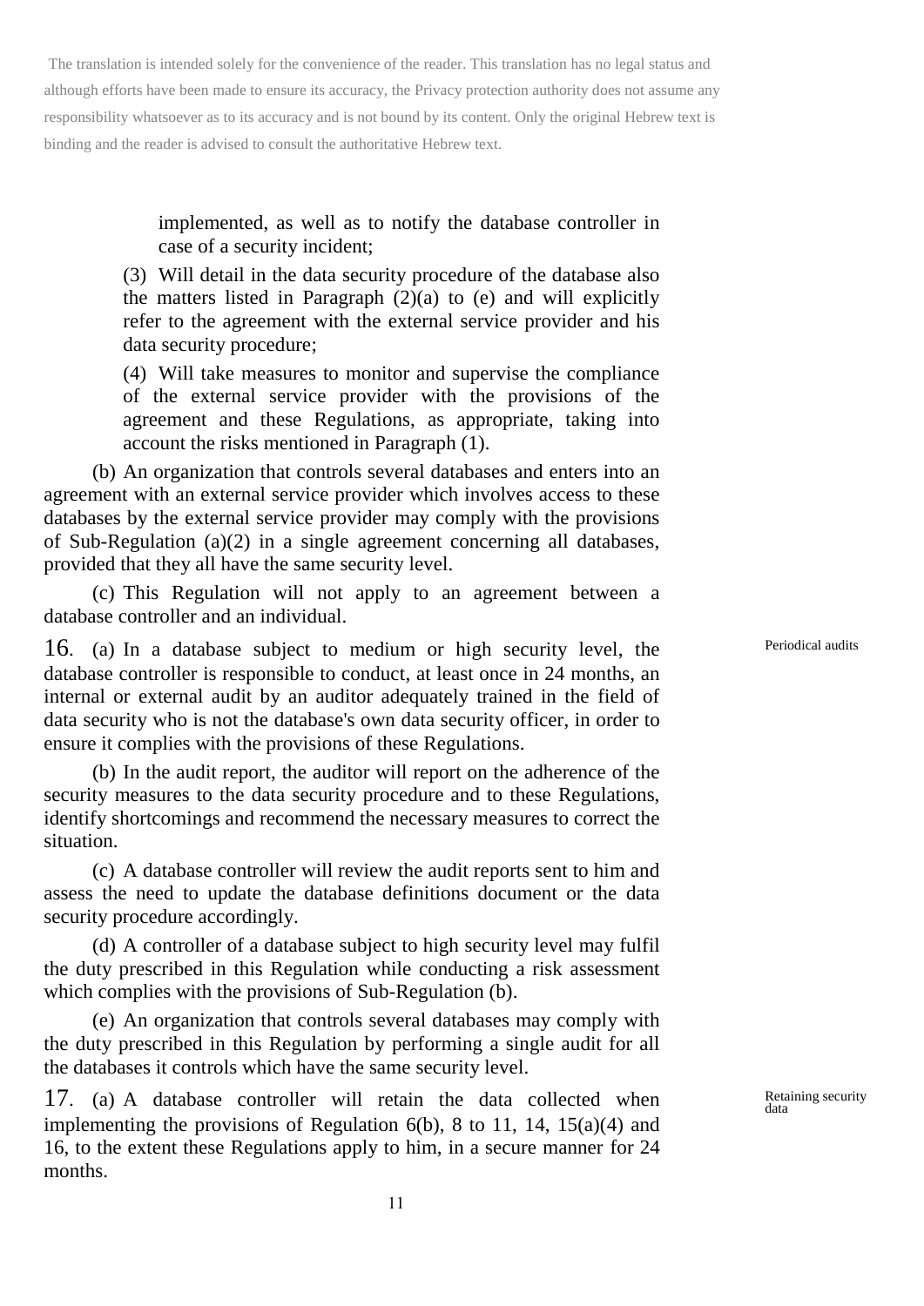The translation is intended solely for the convenience of the reader. This translation has no legal status and although efforts have been made to ensure its accuracy, the Privacy protection authority does not assume any responsibility whatsoever as to its accuracy and is not bound by its content. Only the original Hebrew text is binding and the reader is advised to consult the authoritative Hebrew text.

implemented, as well as to notify the database controller in case of a security incident;

(3) Will detail in the data security procedure of the database also the matters listed in Paragraph (2)(a) to (e) and will explicitly refer to the agreement with the external service provider and his data security procedure;

(4) Will take measures to monitor and supervise the compliance of the external service provider with the provisions of the agreement and these Regulations, as appropriate, taking into account the risks mentioned in Paragraph (1).

(b) An organization that controls several databases and enters into an agreement with an external service provider which involves access to these databases by the external service provider may comply with the provisions of Sub-Regulation (a)(2) in a single agreement concerning all databases, provided that they all have the same security level.

(c) This Regulation will not apply to an agreement between a database controller and an individual.

*Periodical audits*

16. (a) In a database subject to medium or high security level, the database controller is responsible to conduct, at least once in 24 months, an internal or external audit by an auditor adequately trained in the field of data security who is not the database's own data security officer, in order to ensure it complies with the provisions of these Regulations.

(b) In the audit report, the auditor will report on the adherence of the security measures to the data security procedure and to these Regulations, identify shortcomings and recommend the necessary measures to correct the situation.

(c) A database controller will review the audit reports sent to him and assess the need to update the database definitions document or the data security procedure accordingly.

(d) A controller of a database subject to high security level may fulfil the duty prescribed in this Regulation while conducting a risk assessment which complies with the provisions of Sub-Regulation (b).

(e) An organization that controls several databases may comply with the duty prescribed in this Regulation by performing a single audit for all the databases it controls which have the same security level.

*Retaining security data*

17. (a) A database controller will retain the data collected when implementing the provisions of Regulation 6(b), 8 to 11, 14, 15(a)(4) and 16, to the extent these Regulations apply to him, in a secure manner for 24 months.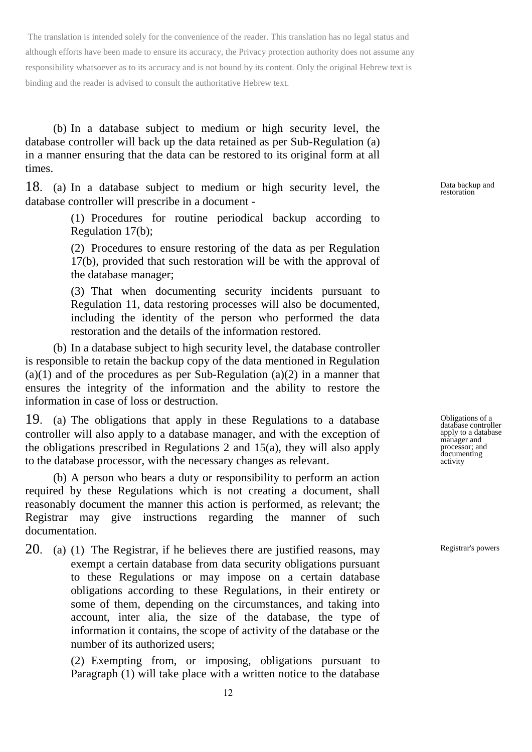The translation is intended solely for the convenience of the reader. This translation has no legal status and although efforts have been made to ensure its accuracy, the Privacy protection authority does not assume any responsibility whatsoever as to its accuracy and is not bound by its content. Only the original Hebrew text is binding and the reader is advised to consult the authoritative Hebrew text.

(b) In a database subject to medium or high security level, the database controller will back up the data retained as per Sub-Regulation (a) in a manner ensuring that the data can be restored to its original form at all times.

*Data backup and restoration*

18. (a) In a database subject to medium or high security level, the database controller will prescribe in a document -

(1) Procedures for routine periodical backup according to Regulation 17(b);

(2) Procedures to ensure restoring of the data as per Regulation 17(b), provided that such restoration will be with the approval of the database manager;

(3) That when documenting security incidents pursuant to Regulation 11, data restoring processes will also be documented, including the identity of the person who performed the data restoration and the details of the information restored.

(b) In a database subject to high security level, the database controller is responsible to retain the backup copy of the data mentioned in Regulation (a)(1) and of the procedures as per Sub-Regulation (a)(2) in a manner that ensures the integrity of the information and the ability to restore the information in case of loss or destruction.

*Obligations of a database controller apply to a database manager and processor; and documenting activity*

19. (a) The obligations that apply in these Regulations to a database controller will also apply to a database manager, and with the exception of the obligations prescribed in Regulations 2 and 15(a), they will also apply to the database processor, with the necessary changes as relevant.

(b) A person who bears a duty or responsibility to perform an action required by these Regulations which is not creating a document, shall reasonably document the manner this action is performed, as relevant; the Registrar may give instructions regarding the manner of such documentation.

*Registrar's powers*

20. (a) (1) The Registrar, if he believes there are justified reasons, may exempt a certain database from data security obligations pursuant to these Regulations or may impose on a certain database obligations according to these Regulations, in their entirety or some of them, depending on the circumstances, and taking into account, inter alia, the size of the database, the type of information it contains, the scope of activity of the database or the number of its authorized users;

(2) Exempting from, or imposing, obligations pursuant to Paragraph (1) will take place with a written notice to the database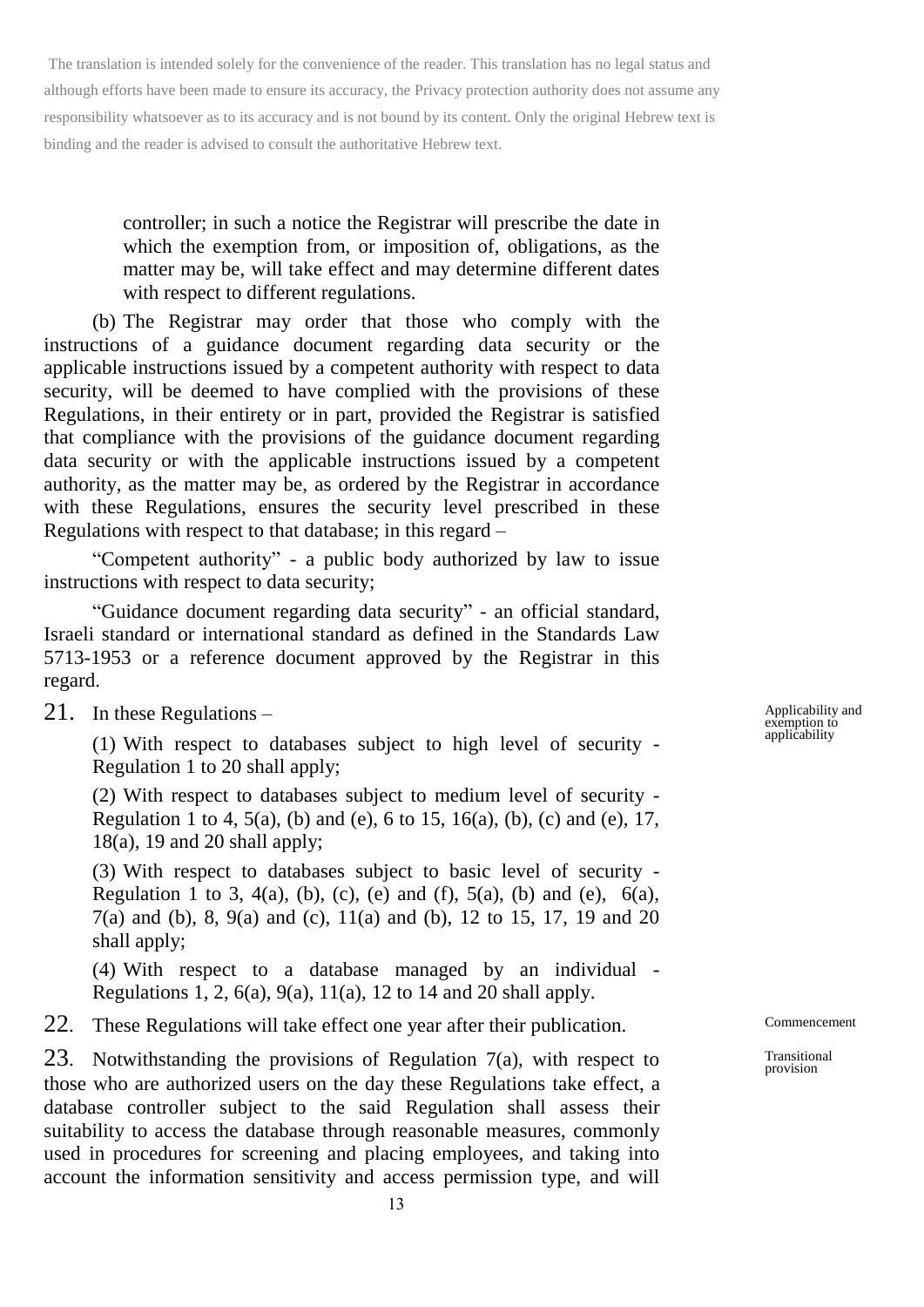The translation is intended solely for the convenience of the reader. This translation has no legal status and although efforts have been made to ensure its accuracy, the Privacy protection authority does not assume any responsibility whatsoever as to its accuracy and is not bound by its content. Only the original Hebrew text is binding and the reader is advised to consult the authoritative Hebrew text.

controller; in such a notice the Registrar will prescribe the date in which the exemption from, or imposition of, obligations, as the matter may be, will take effect and may determine different dates with respect to different regulations.

(b) The Registrar may order that those who comply with the instructions of a guidance document regarding data security or the applicable instructions issued by a competent authority with respect to data security, will be deemed to have complied with the provisions of these Regulations, in their entirety or in part, provided the Registrar is satisfied that compliance with the provisions of the guidance document regarding data security or with the applicable instructions issued by a competent authority, as the matter may be, as ordered by the Registrar in accordance with these Regulations, ensures the security level prescribed in these Regulations with respect to that database; in this regard –

"Competent authority" - a public body authorized by law to issue instructions with respect to data security;

"Guidance document regarding data security" - an official standard, Israeli standard or international standard as defined in the Standards Law 5713-1953 or a reference document approved by the Registrar in this regard.

**Applicability and exemption to applicability**

21. In these Regulations –

(1) With respect to databases subject to high level of security - Regulation 1 to 20 shall apply;

(2) With respect to databases subject to medium level of security - Regulation 1 to 4, 5(a), (b) and (e), 6 to 15, 16(a), (b), (c) and (e), 17, 18(a), 19 and 20 shall apply;

(3) With respect to databases subject to basic level of security - Regulation 1 to 3, 4(a), (b), (c), (e) and (f), 5(a), (b) and (e), 6(a), 7(a) and (b), 8, 9(a) and (c), 11(a) and (b), 12 to 15, 17, 19 and 20 shall apply;

(4) With respect to a database managed by an individual - Regulations 1, 2, 6(a), 9(a), 11(a), 12 to 14 and 20 shall apply.

**Commencement**

22. These Regulations will take effect one year after their publication.

**Transitional provision**

23. Notwithstanding the provisions of Regulation 7(a), with respect to those who are authorized users on the day these Regulations take effect, a database controller subject to the said Regulation shall assess their suitability to access the database through reasonable measures, commonly used in procedures for screening and placing employees, and taking into account the information sensitivity and access permission type, and will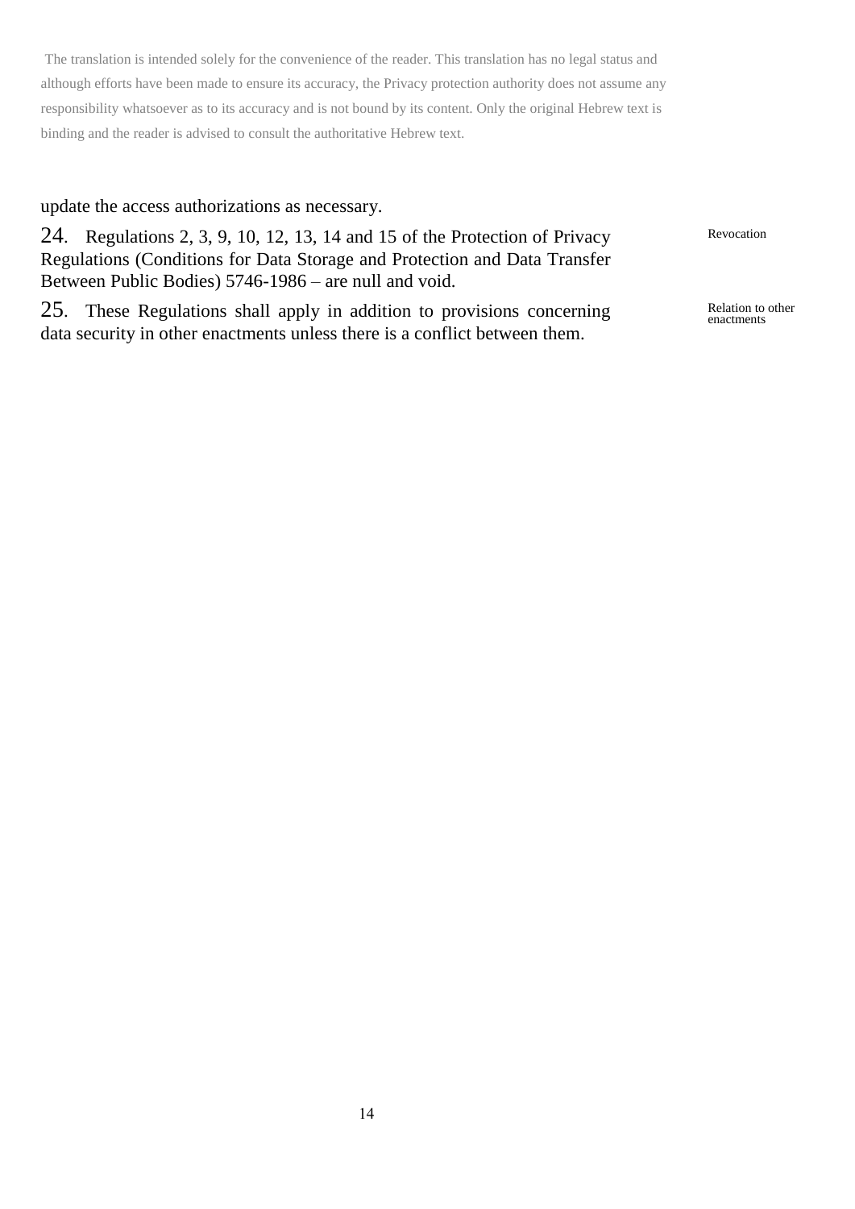The translation is intended solely for the convenience of the reader. This translation has no legal status and although efforts have been made to ensure its accuracy, the Privacy protection authority does not assume any responsibility whatsoever as to its accuracy and is not bound by its content. Only the original Hebrew text is binding and the reader is advised to consult the authoritative Hebrew text.

update the access authorizations as necessary.

Revocation

24. Regulations 2, 3, 9, 10, 12, 13, 14 and 15 of the Protection of Privacy Regulations (Conditions for Data Storage and Protection and Data Transfer Between Public Bodies) 5746-1986 – are null and void.

Relation to other enactments

25. These Regulations shall apply in addition to provisions concerning data security in other enactments unless there is a conflict between them.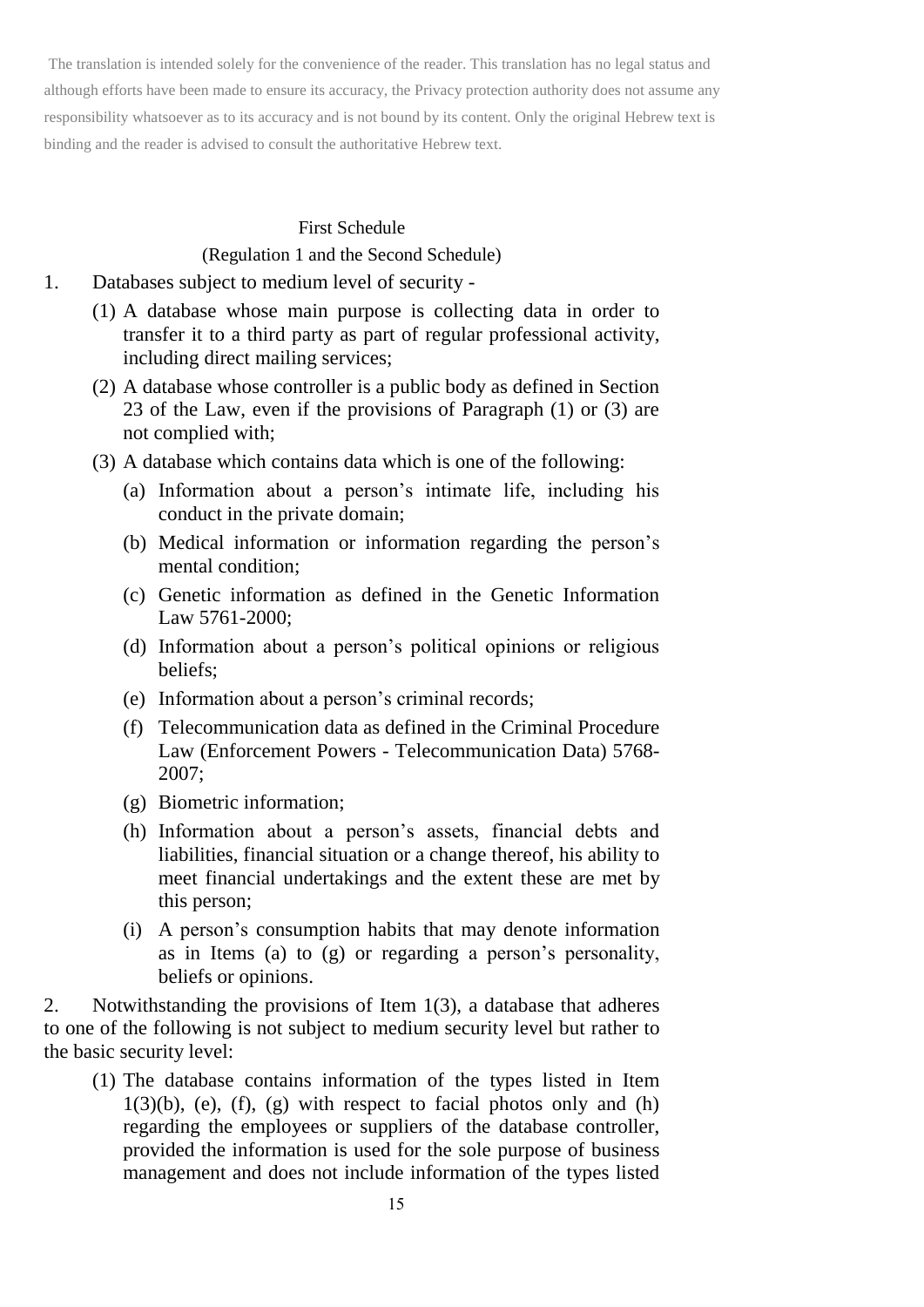The translation is intended solely for the convenience of the reader. This translation has no legal status and although efforts have been made to ensure its accuracy, the Privacy protection authority does not assume any responsibility whatsoever as to its accuracy and is not bound by its content. Only the original Hebrew text is binding and the reader is advised to consult the authoritative Hebrew text.

## First Schedule

(Regulation 1 and the Second Schedule)

1. Databases subject to medium level of security -

   (1) A database whose main purpose is collecting data in order to transfer it to a third party as part of regular professional activity, including direct mailing services;

   (2) A database whose controller is a public body as defined in Section 23 of the Law, even if the provisions of Paragraph (1) or (3) are not complied with;

   (3) A database which contains data which is one of the following:

      (a) Information about a person's intimate life, including his conduct in the private domain;

      (b) Medical information or information regarding the person's mental condition;

      (c) Genetic information as defined in the Genetic Information Law 5761-2000;

      (d) Information about a person's political opinions or religious beliefs;

      (e) Information about a person's criminal records;

      (f) Telecommunication data as defined in the Criminal Procedure Law (Enforcement Powers - Telecommunication Data) 5768-2007;

      (g) Biometric information;

      (h) Information about a person's assets, financial debts and liabilities, financial situation or a change thereof, his ability to meet financial undertakings and the extent these are met by this person;

      (i) A person's consumption habits that may denote information as in Items (a) to (g) or regarding a person's personality, beliefs or opinions.

2. Notwithstanding the provisions of Item 1(3), a database that adheres to one of the following is not subject to medium security level but rather to the basic security level:

   (1) The database contains information of the types listed in Item 1(3)(b), (e), (f), (g) with respect to facial photos only and (h) regarding the employees or suppliers of the database controller, provided the information is used for the sole purpose of business management and does not include information of the types listed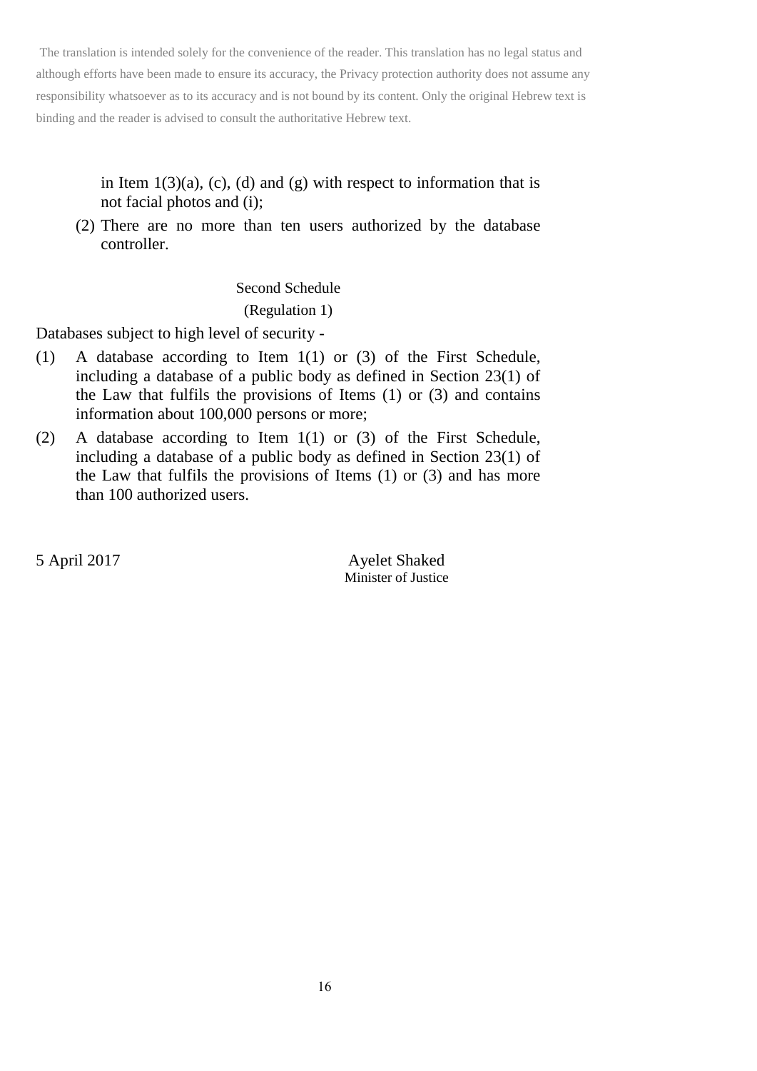The translation is intended solely for the convenience of the reader. This translation has no legal status and although efforts have been made to ensure its accuracy, the Privacy protection authority does not assume any responsibility whatsoever as to its accuracy and is not bound by its content. Only the original Hebrew text is binding and the reader is advised to consult the authoritative Hebrew text.

in Item 1(3)(a), (c), (d) and (g) with respect to information that is not facial photos and (i);

(2) There are no more than ten users authorized by the database controller.

## Second Schedule

(Regulation 1)

Databases subject to high level of security -

(1) A database according to Item 1(1) or (3) of the First Schedule, including a database of a public body as defined in Section 23(1) of the Law that fulfils the provisions of Items (1) or (3) and contains information about 100,000 persons or more;

(2) A database according to Item 1(1) or (3) of the First Schedule, including a database of a public body as defined in Section 23(1) of the Law that fulfils the provisions of Items (1) or (3) and has more than 100 authorized users.

5 April 2017

Ayelet Shaked
Minister of Justice